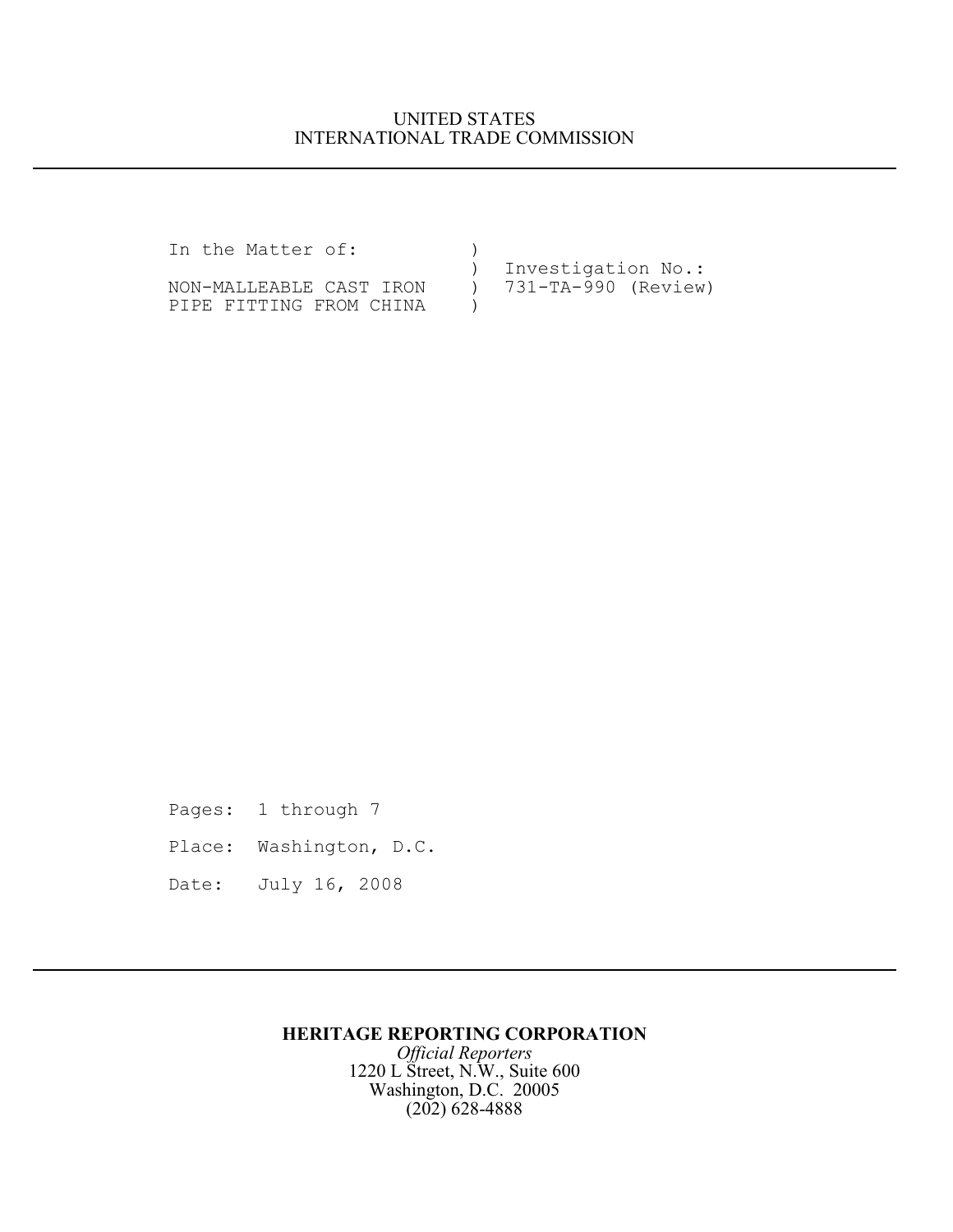UNITED STATES
INTERNATIONAL TRADE COMMISSION

---

```
In the Matter of:          )
                           )  Investigation No.:
NON-MALLEABLE CAST IRON    )  731-TA-990 (Review)
PIPE FITTING FROM CHINA    )
```

Pages: 1 through 7

Place: Washington, D.C.

Date: July 16, 2008

---

**HERITAGE REPORTING CORPORATION**

*Official Reporters*

1220 L Street, N.W., Suite 600

Washington, D.C. 20005

(202) 628-4888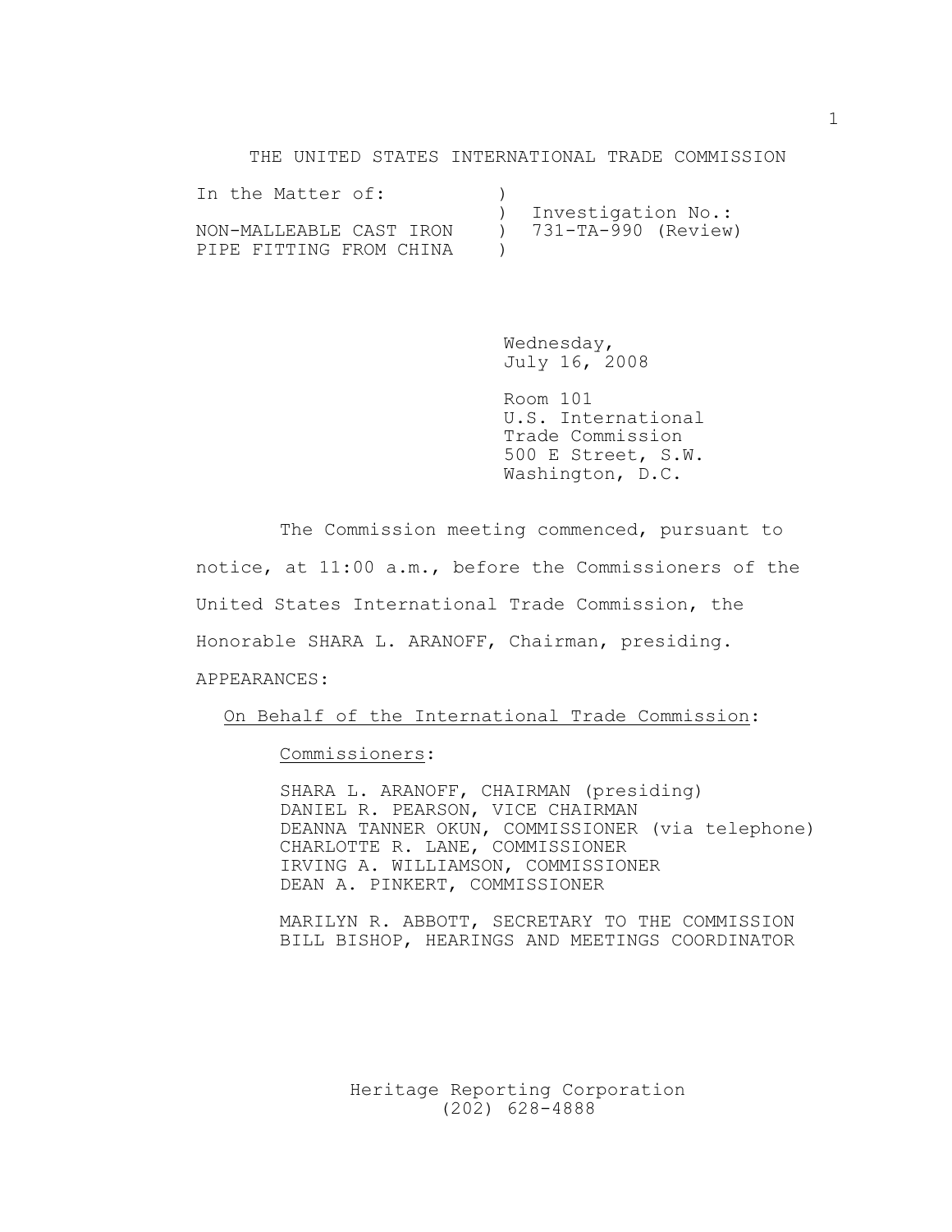# THE UNITED STATES INTERNATIONAL TRADE COMMISSION

```
In the Matter of:          )
                           )  Investigation No.:
NON-MALLEABLE CAST IRON    )  731-TA-990 (Review)
PIPE FITTING FROM CHINA    )
```

Wednesday,
July 16, 2008

Room 101
U.S. International
Trade Commission
500 E Street, S.W.
Washington, D.C.

The Commission meeting commenced, pursuant to notice, at 11:00 a.m., before the Commissioners of the United States International Trade Commission, the Honorable SHARA L. ARANOFF, Chairman, presiding.

APPEARANCES:

On Behalf of the International Trade Commission:

Commissioners:

SHARA L. ARANOFF, CHAIRMAN (presiding)
DANIEL R. PEARSON, VICE CHAIRMAN
DEANNA TANNER OKUN, COMMISSIONER (via telephone)
CHARLOTTE R. LANE, COMMISSIONER
IRVING A. WILLIAMSON, COMMISSIONER
DEAN A. PINKERT, COMMISSIONER

MARILYN R. ABBOTT, SECRETARY TO THE COMMISSION
BILL BISHOP, HEARINGS AND MEETINGS COORDINATOR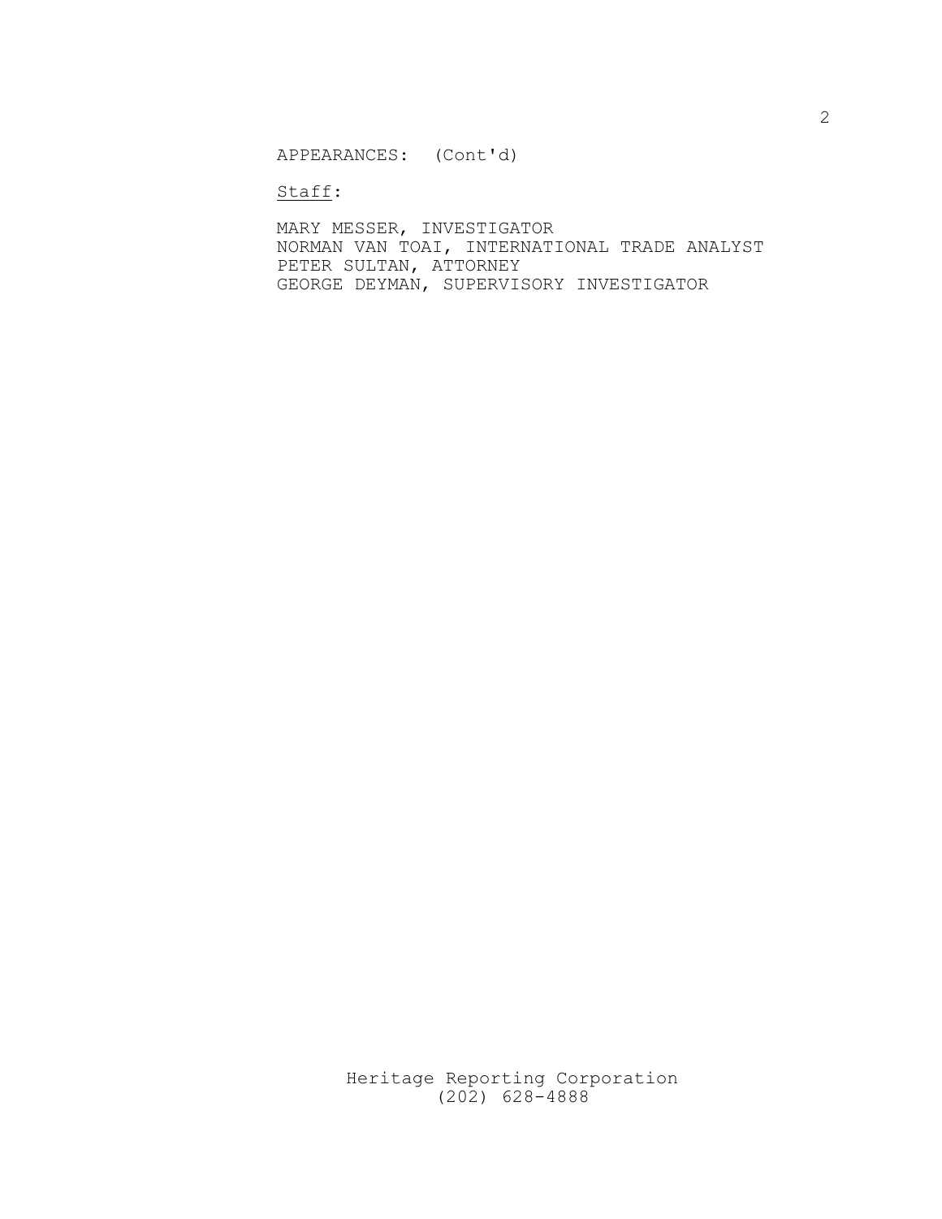APPEARANCES: (Cont'd)

Staff:

MARY MESSER, INVESTIGATOR
NORMAN VAN TOAI, INTERNATIONAL TRADE ANALYST
PETER SULTAN, ATTORNEY
GEORGE DEYMAN, SUPERVISORY INVESTIGATOR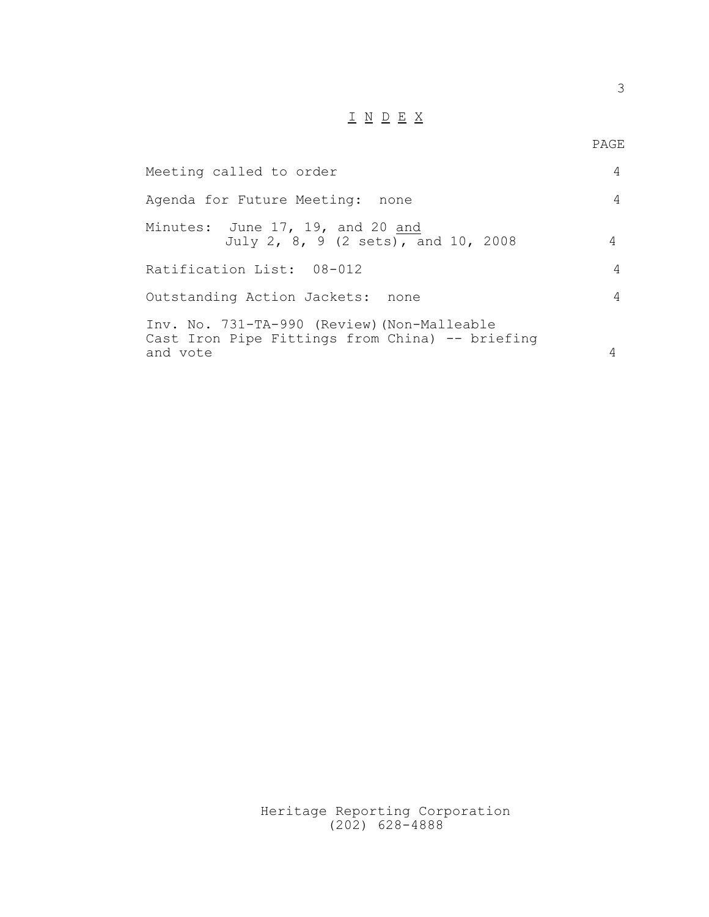# I N D E X

| | PAGE |
|---|---|
| Meeting called to order | 4 |
| Agenda for Future Meeting: none | 4 |
| Minutes: June 17, 19, and 20 and July 2, 8, 9 (2 sets), and 10, 2008 | 4 |
| Ratification List: 08-012 | 4 |
| Outstanding Action Jackets: none | 4 |
| Inv. No. 731-TA-990 (Review)(Non-Malleable Cast Iron Pipe Fittings from China) -- briefing and vote | 4 |

Heritage Reporting Corporation
(202) 628-4888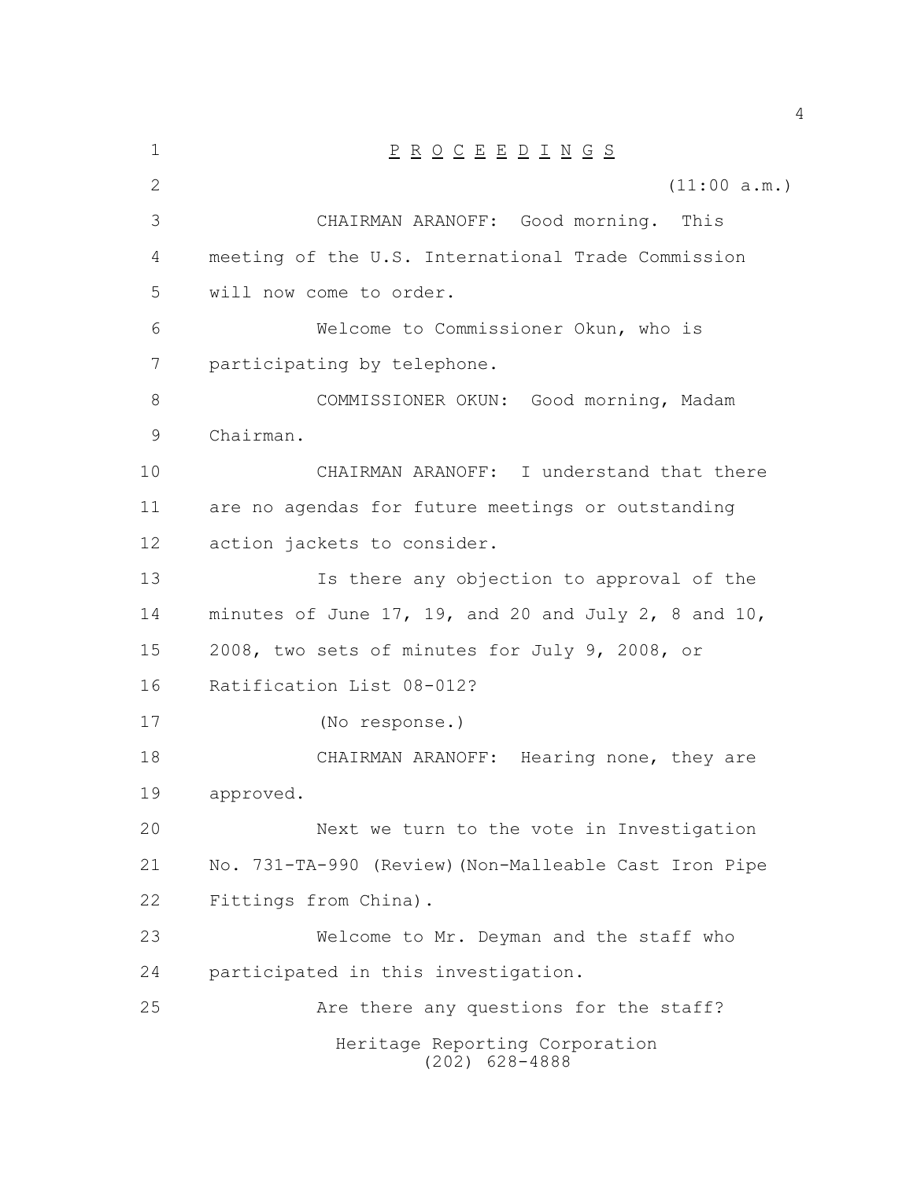# P R O C E E D I N G S

(11:00 a.m.)

CHAIRMAN ARANOFF: Good morning. This meeting of the U.S. International Trade Commission will now come to order.

Welcome to Commissioner Okun, who is participating by telephone.

COMMISSIONER OKUN: Good morning, Madam Chairman.

CHAIRMAN ARANOFF: I understand that there are no agendas for future meetings or outstanding action jackets to consider.

Is there any objection to approval of the minutes of June 17, 19, and 20 and July 2, 8 and 10, 2008, two sets of minutes for July 9, 2008, or Ratification List 08-012?

(No response.)

CHAIRMAN ARANOFF: Hearing none, they are approved.

Next we turn to the vote in Investigation No. 731-TA-990 (Review)(Non-Malleable Cast Iron Pipe Fittings from China).

Welcome to Mr. Deyman and the staff who participated in this investigation.

Are there any questions for the staff?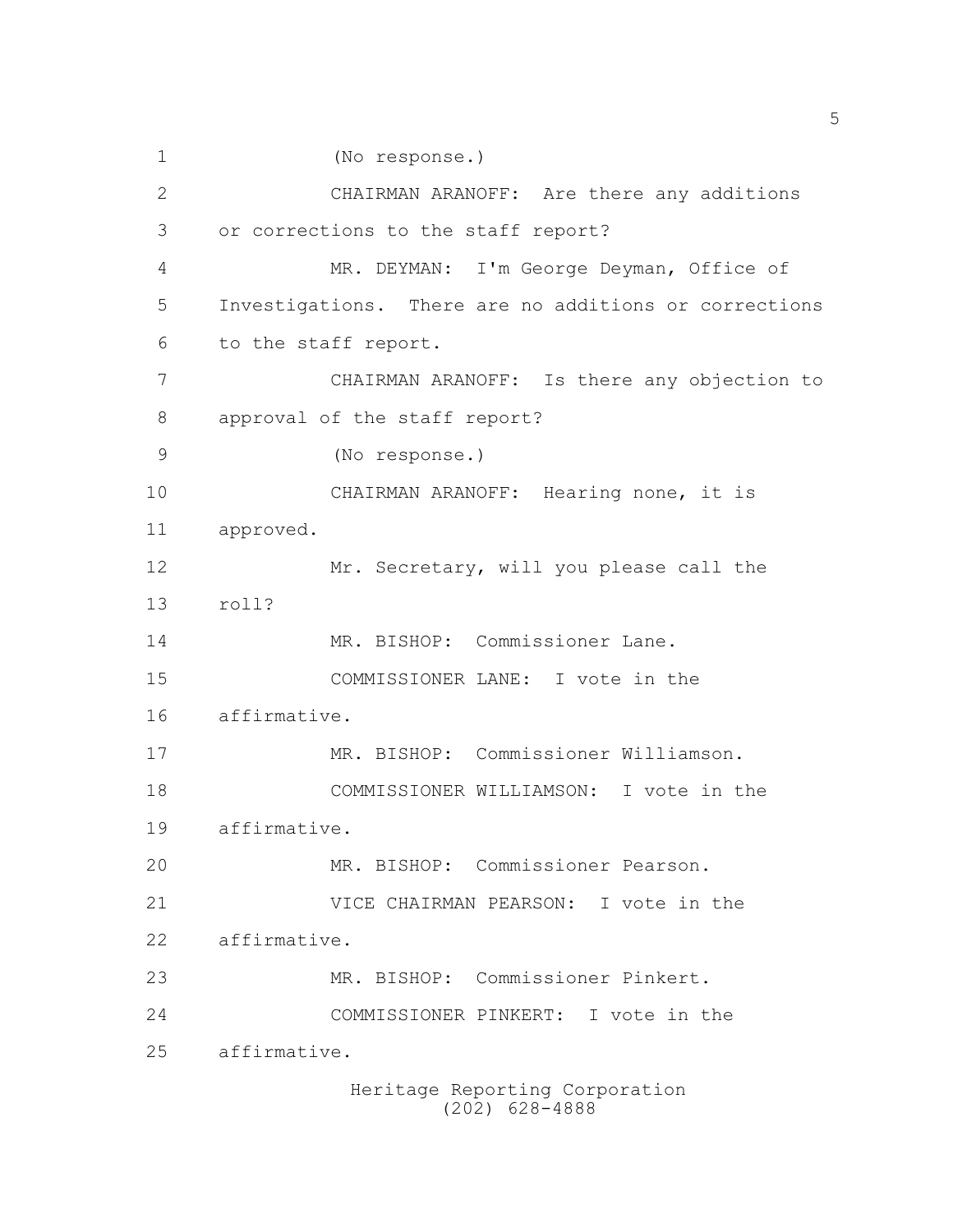(No response.)

CHAIRMAN ARANOFF: Are there any additions or corrections to the staff report?

MR. DEYMAN: I'm George Deyman, Office of Investigations. There are no additions or corrections to the staff report.

CHAIRMAN ARANOFF: Is there any objection to approval of the staff report?

(No response.)

CHAIRMAN ARANOFF: Hearing none, it is approved.

Mr. Secretary, will you please call the roll?

MR. BISHOP: Commissioner Lane.

COMMISSIONER LANE: I vote in the affirmative.

MR. BISHOP: Commissioner Williamson.

COMMISSIONER WILLIAMSON: I vote in the affirmative.

MR. BISHOP: Commissioner Pearson.

VICE CHAIRMAN PEARSON: I vote in the affirmative.

MR. BISHOP: Commissioner Pinkert.

COMMISSIONER PINKERT: I vote in the affirmative.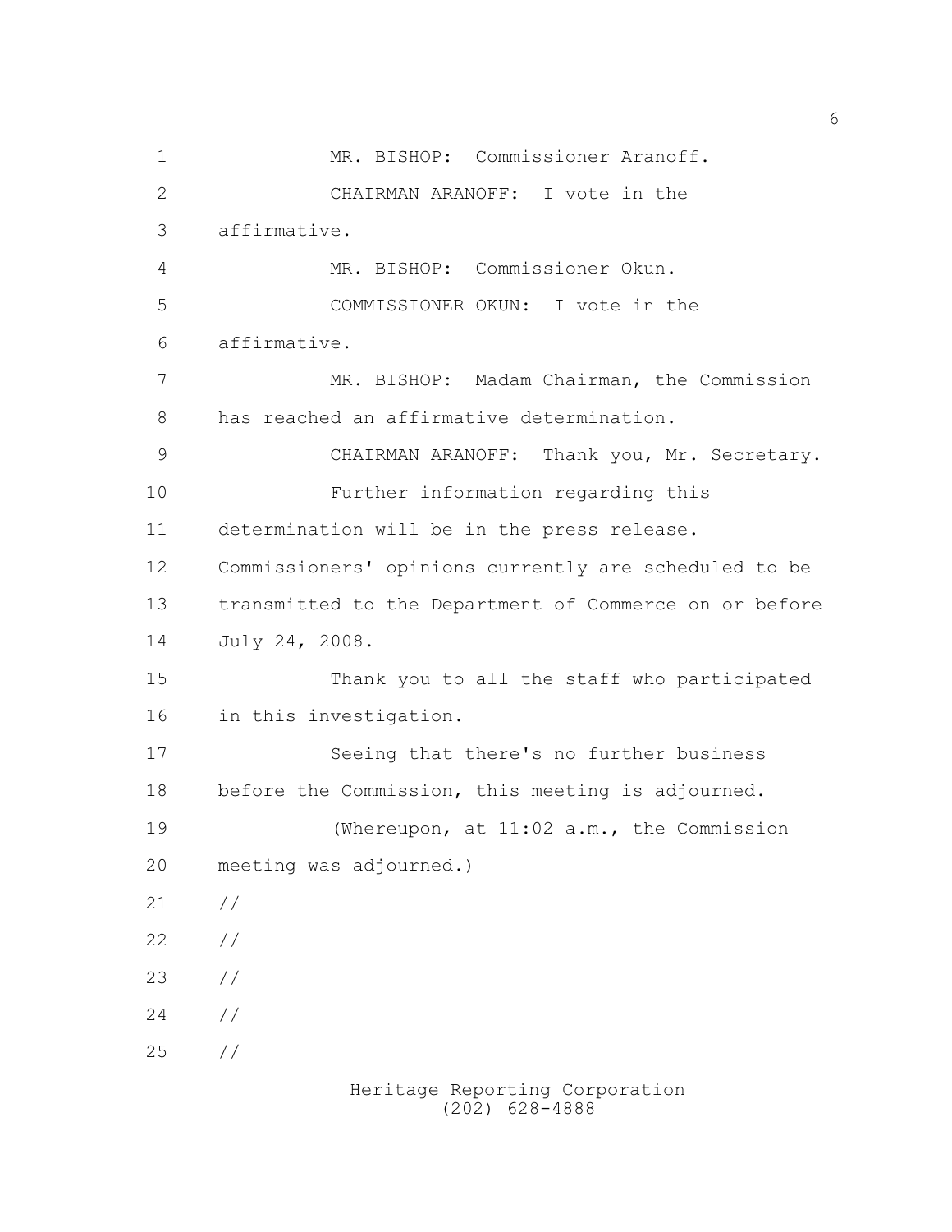MR. BISHOP: Commissioner Aranoff.

CHAIRMAN ARANOFF: I vote in the affirmative.

MR. BISHOP: Commissioner Okun.

COMMISSIONER OKUN: I vote in the affirmative.

MR. BISHOP: Madam Chairman, the Commission has reached an affirmative determination.

CHAIRMAN ARANOFF: Thank you, Mr. Secretary.

Further information regarding this determination will be in the press release. Commissioners' opinions currently are scheduled to be transmitted to the Department of Commerce on or before July 24, 2008.

Thank you to all the staff who participated in this investigation.

Seeing that there's no further business before the Commission, this meeting is adjourned.

(Whereupon, at 11:02 a.m., the Commission meeting was adjourned.)

//

//

//

//

//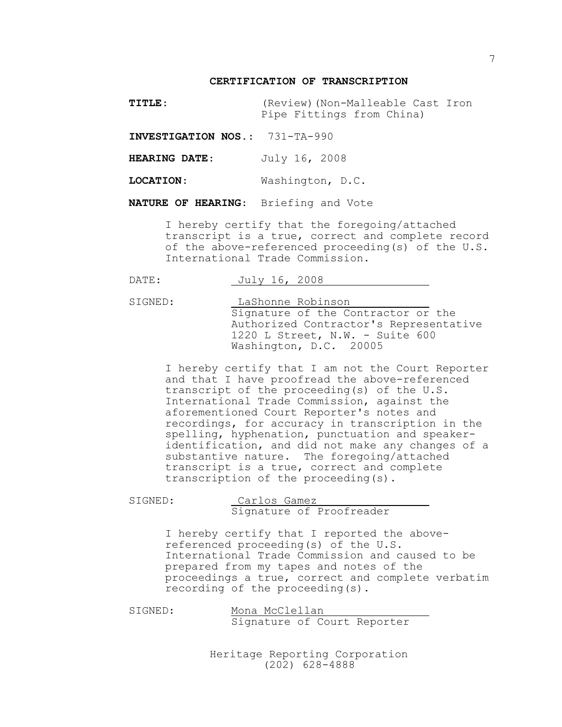## CERTIFICATION OF TRANSCRIPTION

**TITLE**: (Review)(Non-Malleable Cast Iron Pipe Fittings from China)

**INVESTIGATION NOS.**: 731-TA-990

**HEARING DATE**: July 16, 2008

**LOCATION**: Washington, D.C.

**NATURE OF HEARING**: Briefing and Vote

I hereby certify that the foregoing/attached transcript is a true, correct and complete record of the above-referenced proceeding(s) of the U.S. International Trade Commission.

DATE: July 16, 2008

SIGNED: LaShonne Robinson
Signature of the Contractor or the Authorized Contractor's Representative
1220 L Street, N.W. - Suite 600
Washington, D.C. 20005

I hereby certify that I am not the Court Reporter and that I have proofread the above-referenced transcript of the proceeding(s) of the U.S. International Trade Commission, against the aforementioned Court Reporter's notes and recordings, for accuracy in transcription in the spelling, hyphenation, punctuation and speaker-identification, and did not make any changes of a substantive nature. The foregoing/attached transcript is a true, correct and complete transcription of the proceeding(s).

SIGNED: Carlos Gamez
Signature of Proofreader

I hereby certify that I reported the above-referenced proceeding(s) of the U.S. International Trade Commission and caused to be prepared from my tapes and notes of the proceedings a true, correct and complete verbatim recording of the proceeding(s).

SIGNED: Mona McClellan
Signature of Court Reporter